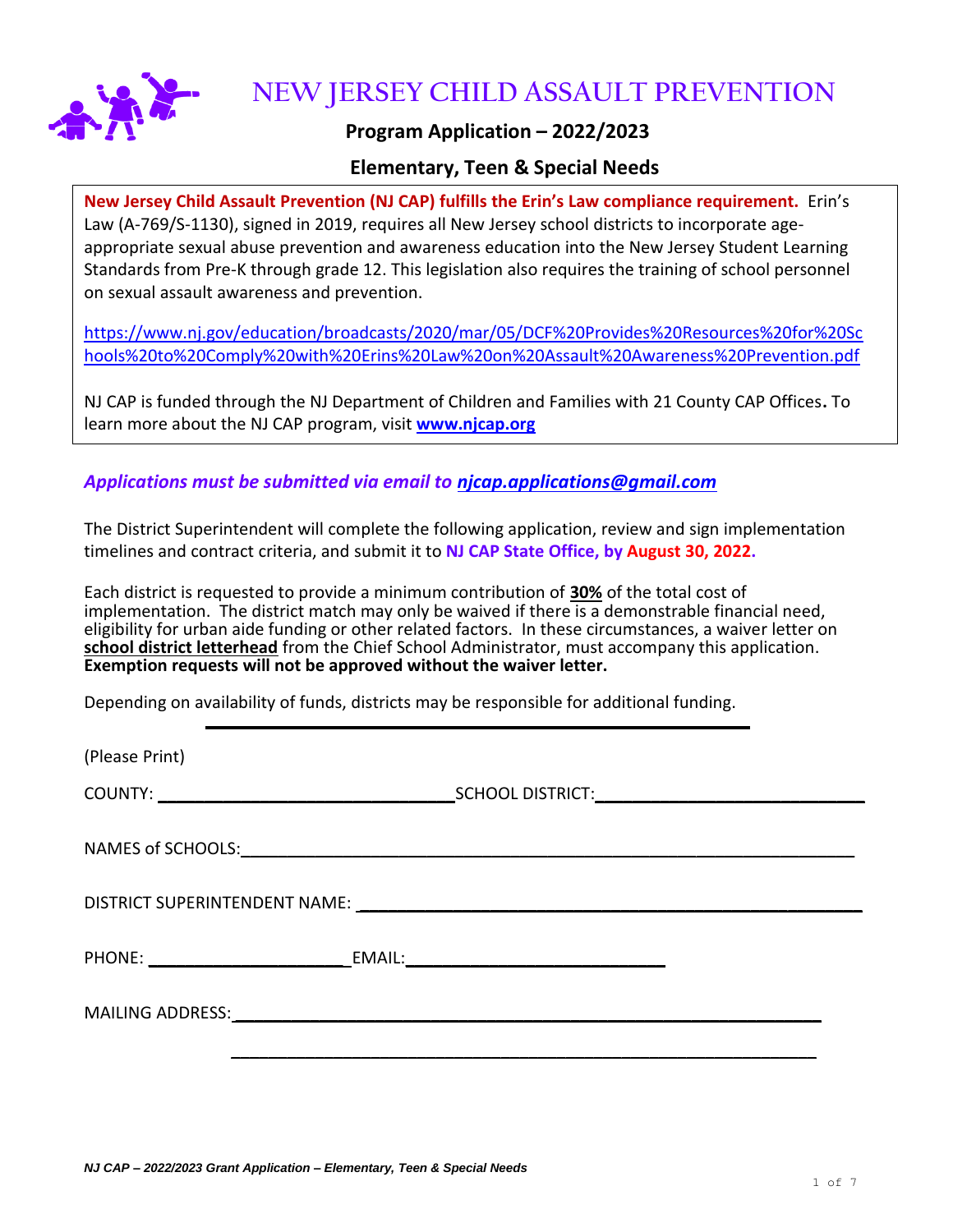# NEW JERSEY CHILD ASSAULT PREVENTION

## Program Application – 2022/2023

## Elementary, Teen & Special Needs

**New Jersey Child Assault Prevention (NJ CAP) fulfills the Erin's Law compliance requirement.** Erin's Law (A-769/S-1130), signed in 2019, requires all New Jersey school districts to incorporate age-appropriate sexual abuse prevention and awareness education into the New Jersey Student Learning Standards from Pre-K through grade 12. This legislation also requires the training of school personnel on sexual assault awareness and prevention.

https://www.nj.gov/education/broadcasts/2020/mar/05/DCF%20Provides%20Resources%20for%20Schools%20to%20Comply%20with%20Erins%20Law%20on%20Assault%20Awareness%20Prevention.pdf

NJ CAP is funded through the NJ Department of Children and Families with 21 County CAP Offices**.** To learn more about the NJ CAP program, visit **www.njcap.org**

***Applications must be submitted via email to njcap.applications@gmail.com***

The District Superintendent will complete the following application, review and sign implementation timelines and contract criteria, and submit it to **NJ CAP State Office, by August 30, 2022.**

Each district is requested to provide a minimum contribution of **30%** of the total cost of implementation. The district match may only be waived if there is a demonstrable financial need, eligibility for urban aide funding or other related factors. In these circumstances, a waiver letter on **school district letterhead** from the Chief School Administrator, must accompany this application. **Exemption requests will not be approved without the waiver letter.**

Depending on availability of funds, districts may be responsible for additional funding.

---

(Please Print)

COUNTY: ______________________________ SCHOOL DISTRICT: ______________________________

NAMES of SCHOOLS: ____________________________________________________________

DISTRICT SUPERINTENDENT NAME: ______________________________________________

PHONE: ____________________ EMAIL: ______________________________

MAILING ADDRESS: ____________________________________________________________

____________________________________________________________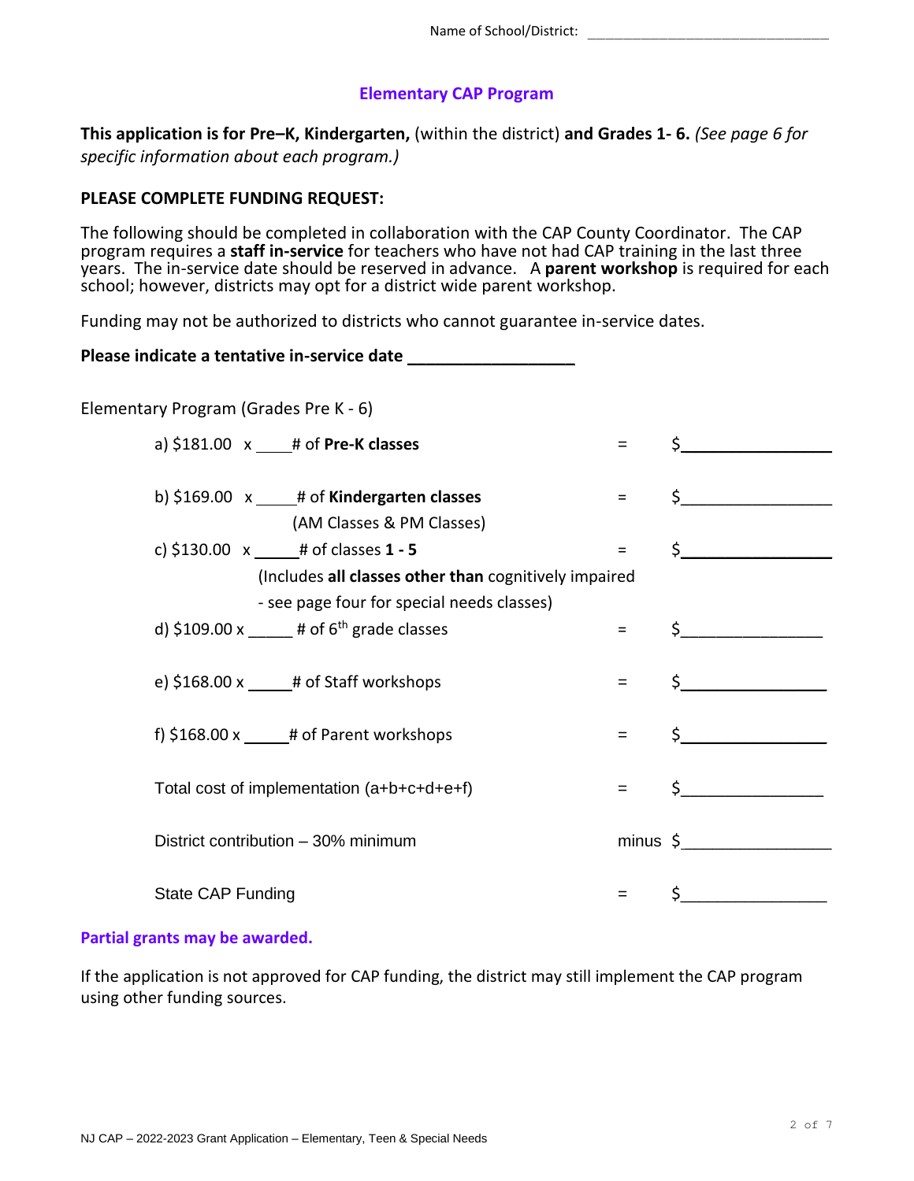Name of School/District: ________________________________

## Elementary CAP Program

**This application is for Pre–K, Kindergarten,** (within the district) **and Grades 1- 6.** *(See page 6 for specific information about each program.)*

**PLEASE COMPLETE FUNDING REQUEST:**

The following should be completed in collaboration with the CAP County Coordinator. The CAP program requires a **staff in-service** for teachers who have not had CAP training in the last three years. The in-service date should be reserved in advance. A **parent workshop** is required for each school; however, districts may opt for a district wide parent workshop.

Funding may not be authorized to districts who cannot guarantee in-service dates.

**Please indicate a tentative in-service date ________________**

Elementary Program (Grades Pre K - 6)

a) $181.00 x ____# of **Pre-K classes** = $________________

b) $169.00 x ____# of **Kindergarten classes** = $________________
(AM Classes & PM Classes)

c) $130.00 x _____# of classes **1 - 5** = $________________
(Includes **all classes other than** cognitively impaired - see page four for special needs classes)

d) $109.00 x _____ # of 6th grade classes = $________________

e) $168.00 x _____# of Staff workshops = $________________

f) $168.00 x _____# of Parent workshops = $________________

Total cost of implementation (a+b+c+d+e+f) = $________________

District contribution – 30% minimum minus $________________

State CAP Funding = $________________

**Partial grants may be awarded.**

If the application is not approved for CAP funding, the district may still implement the CAP program using other funding sources.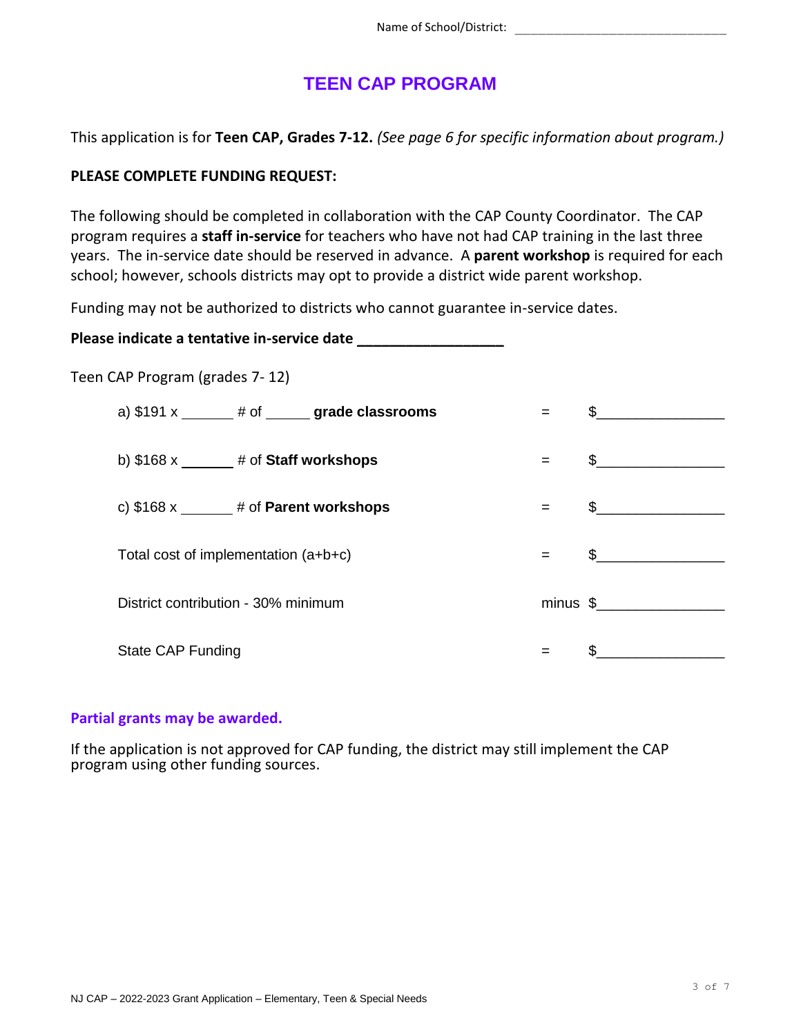Name of School/District: ______________________________

# TEEN CAP PROGRAM

This application is for **Teen CAP, Grades 7-12.** *(See page 6 for specific information about program.)*

**PLEASE COMPLETE FUNDING REQUEST:**

The following should be completed in collaboration with the CAP County Coordinator. The CAP program requires a **staff in-service** for teachers who have not had CAP training in the last three years. The in-service date should be reserved in advance. A **parent workshop** is required for each school; however, schools districts may opt to provide a district wide parent workshop.

Funding may not be authorized to districts who cannot guarantee in-service dates.

**Please indicate a tentative in-service date ________________**

Teen CAP Program (grades 7- 12)

a) $191 x ______ # of _____ **grade classrooms** = $_______________

b) $168 x ______ # of **Staff workshops** = $_______________

c) $168 x ______ # of **Parent workshops** = $_______________

Total cost of implementation (a+b+c) = $_______________

District contribution - 30% minimum minus $_______________

State CAP Funding = $_______________

**Partial grants may be awarded.**

If the application is not approved for CAP funding, the district may still implement the CAP program using other funding sources.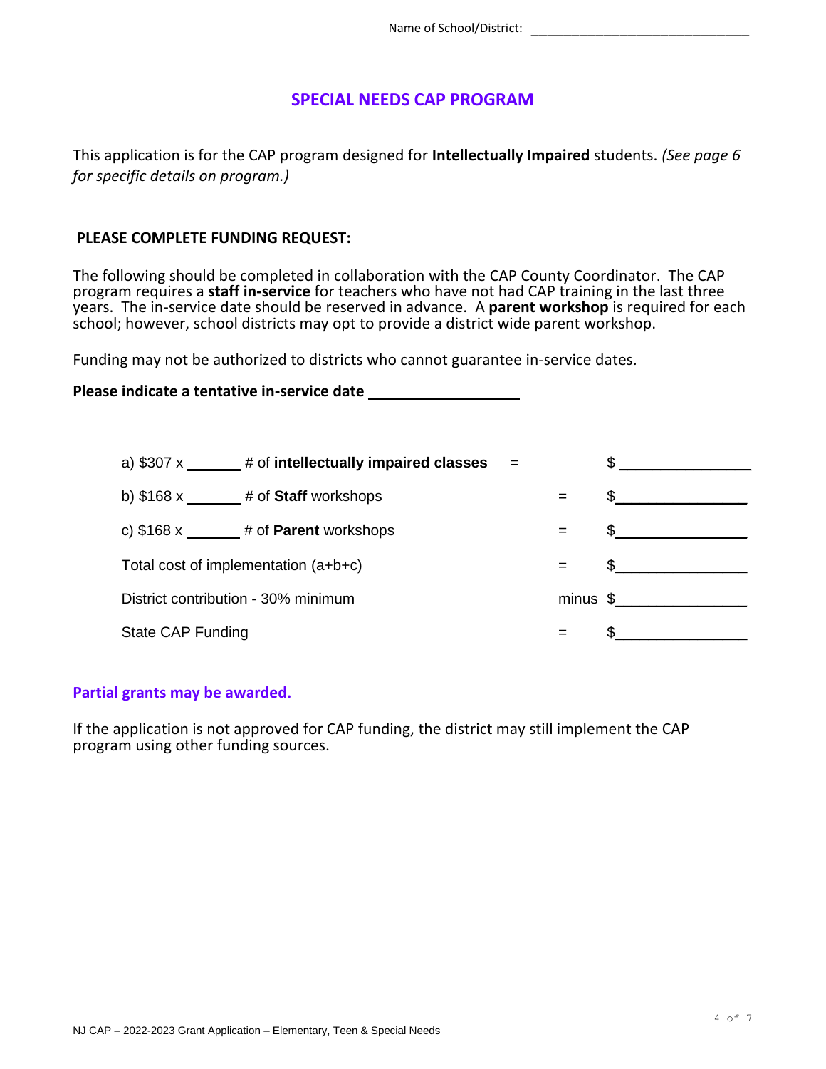Name of School/District: ________________________________

# SPECIAL NEEDS CAP PROGRAM

This application is for the CAP program designed for **Intellectually Impaired** students. *(See page 6 for specific details on program.)*

**PLEASE COMPLETE FUNDING REQUEST:**

The following should be completed in collaboration with the CAP County Coordinator. The CAP program requires a **staff in-service** for teachers who have not had CAP training in the last three years. The in-service date should be reserved in advance. A **parent workshop** is required for each school; however, school districts may opt to provide a district wide parent workshop.

Funding may not be authorized to districts who cannot guarantee in-service dates.

**Please indicate a tentative in-service date** ______________

a) $307 x ______ # of **intellectually impaired classes** = $ ______________

b) $168 x ______ # of **Staff** workshops = $ ______________

c) $168 x ______ # of **Parent** workshops = $ ______________

Total cost of implementation (a+b+c) = $ ______________

District contribution - 30% minimum minus $ ______________

State CAP Funding = $ ______________

**Partial grants may be awarded.**

If the application is not approved for CAP funding, the district may still implement the CAP program using other funding sources.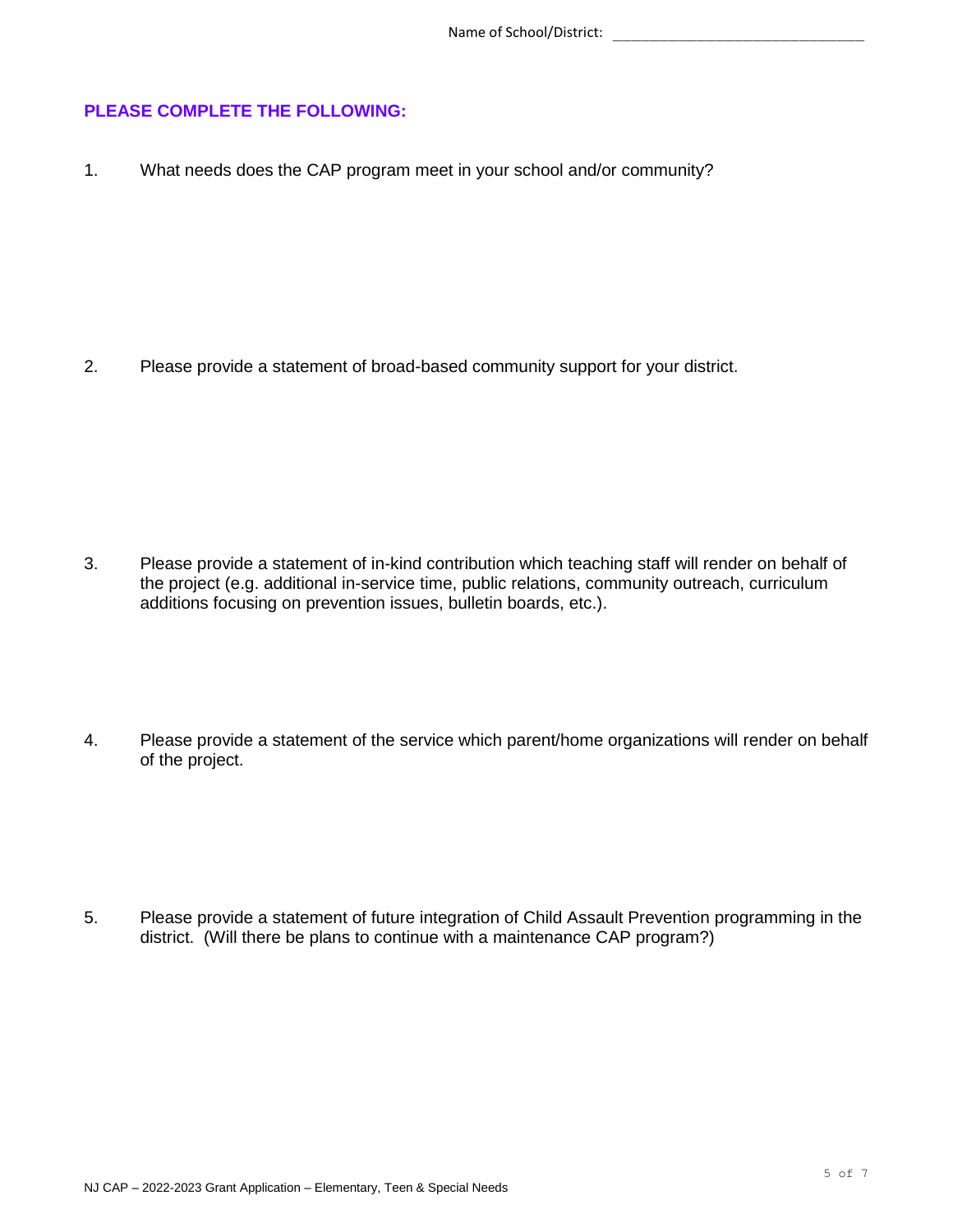Name of School/District: ______________________________

**PLEASE COMPLETE THE FOLLOWING:**

1. What needs does the CAP program meet in your school and/or community?

2. Please provide a statement of broad-based community support for your district.

3. Please provide a statement of in-kind contribution which teaching staff will render on behalf of the project (e.g. additional in-service time, public relations, community outreach, curriculum additions focusing on prevention issues, bulletin boards, etc.).

4. Please provide a statement of the service which parent/home organizations will render on behalf of the project.

5. Please provide a statement of future integration of Child Assault Prevention programming in the district. (Will there be plans to continue with a maintenance CAP program?)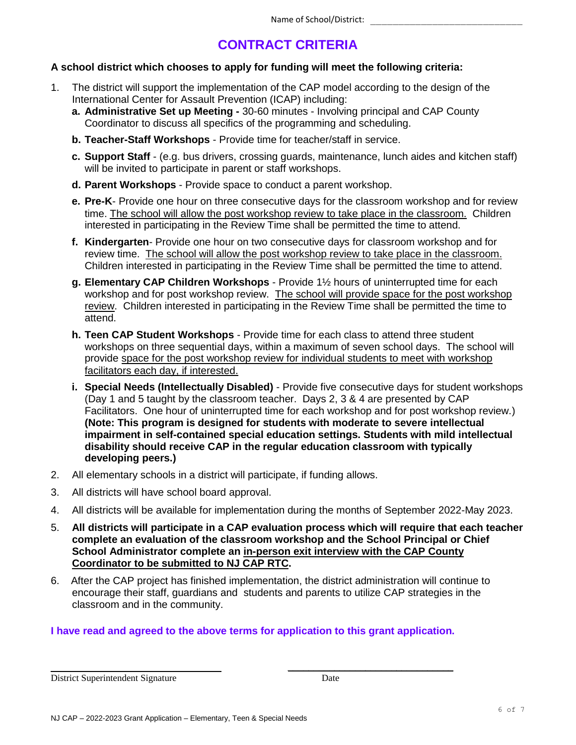Name of School/District: _______________________________

# CONTRACT CRITERIA

**A school district which chooses to apply for funding will meet the following criteria:**

1. The district will support the implementation of the CAP model according to the design of the International Center for Assault Prevention (ICAP) including:
   - **a. Administrative Set up Meeting -** 30-60 minutes - Involving principal and CAP County Coordinator to discuss all specifics of the programming and scheduling.
   - **b. Teacher-Staff Workshops** - Provide time for teacher/staff in service.
   - **c. Support Staff** - (e.g. bus drivers, crossing guards, maintenance, lunch aides and kitchen staff) will be invited to participate in parent or staff workshops.
   - **d. Parent Workshops** - Provide space to conduct a parent workshop.
   - **e. Pre-K**- Provide one hour on three consecutive days for the classroom workshop and for review time. <u>The school will allow the post workshop review to take place in the classroom.</u> Children interested in participating in the Review Time shall be permitted the time to attend.
   - **f. Kindergarten**- Provide one hour on two consecutive days for classroom workshop and for review time. <u>The school will allow the post workshop review to take place in the classroom.</u> Children interested in participating in the Review Time shall be permitted the time to attend.
   - **g. Elementary CAP Children Workshops** - Provide 1½ hours of uninterrupted time for each workshop and for post workshop review. <u>The school will provide space for the post workshop review</u>. Children interested in participating in the Review Time shall be permitted the time to attend.
   - **h. Teen CAP Student Workshops** - Provide time for each class to attend three student workshops on three sequential days, within a maximum of seven school days. The school will provide <u>space for the post workshop review for individual students to meet with workshop facilitators each day, if interested.</u>
   - **i. Special Needs (Intellectually Disabled)** - Provide five consecutive days for student workshops (Day 1 and 5 taught by the classroom teacher. Days 2, 3 & 4 are presented by CAP Facilitators. One hour of uninterrupted time for each workshop and for post workshop review.) **(Note: This program is designed for students with moderate to severe intellectual impairment in self-contained special education settings. Students with mild intellectual disability should receive CAP in the regular education classroom with typically developing peers.)**
2. All elementary schools in a district will participate, if funding allows.
3. All districts will have school board approval.
4. All districts will be available for implementation during the months of September 2022-May 2023.
5. **All districts will participate in a CAP evaluation process which will require that each teacher complete an evaluation of the classroom workshop and the School Principal or Chief School Administrator complete an <u>in-person exit interview with the CAP County Coordinator to be submitted to NJ CAP RTC</u>.**
6. After the CAP project has finished implementation, the district administration will continue to encourage their staff, guardians and students and parents to utilize CAP strategies in the classroom and in the community.

**I have read and agreed to the above terms for application to this grant application.**

_______________________________ &nbsp;&nbsp;&nbsp;&nbsp;&nbsp;&nbsp;&nbsp;&nbsp; _______________________________

District Superintendent Signature &nbsp;&nbsp;&nbsp;&nbsp;&nbsp;&nbsp;&nbsp;&nbsp;&nbsp;&nbsp;&nbsp;&nbsp;&nbsp;&nbsp;&nbsp;&nbsp; Date

NJ CAP – 2022-2023 Grant Application – Elementary, Teen & Special Needs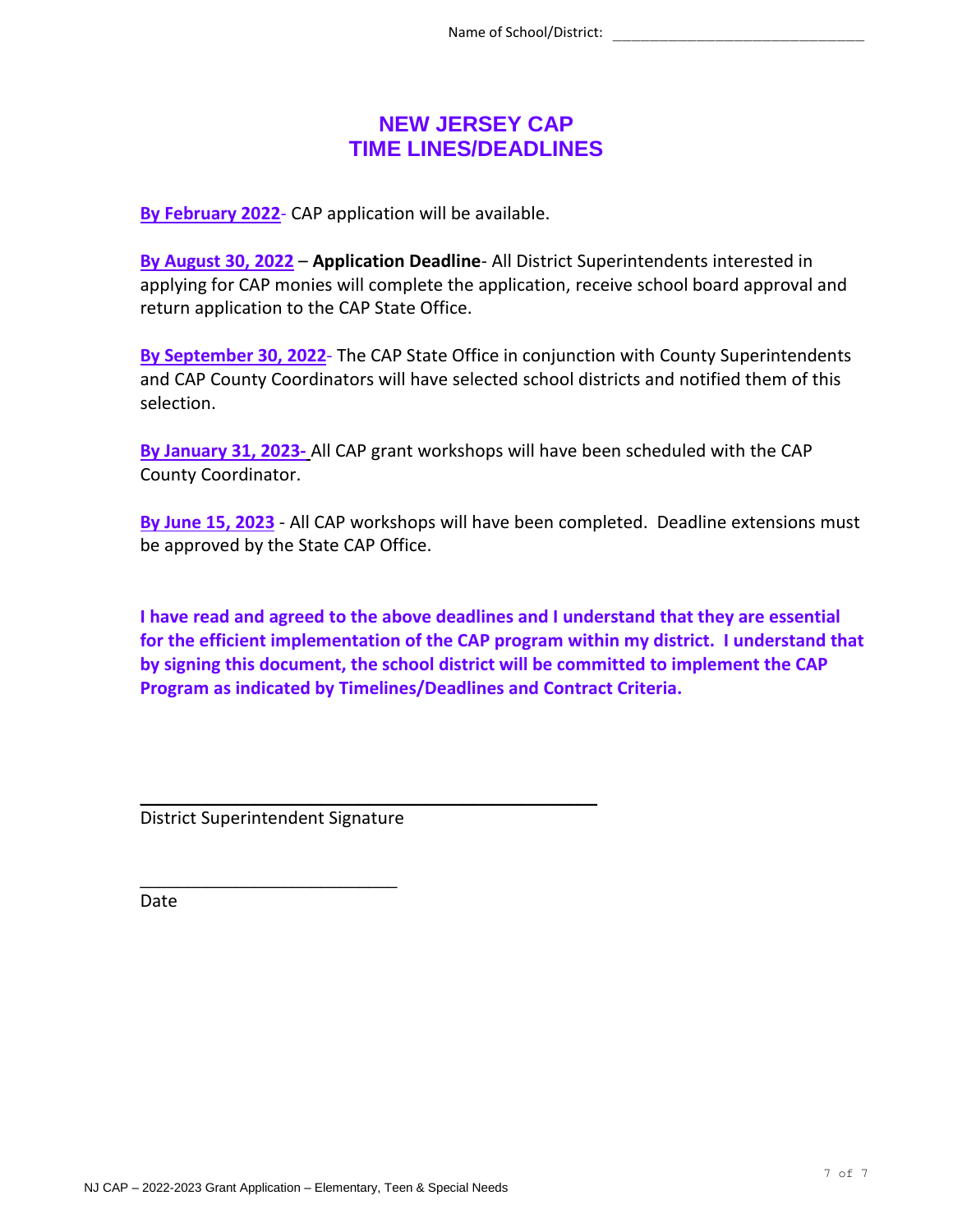Name of School/District: ________________________________

# NEW JERSEY CAP
# TIME LINES/DEADLINES

**By February 2022**- CAP application will be available.

**By August 30, 2022** – **Application Deadline**- All District Superintendents interested in applying for CAP monies will complete the application, receive school board approval and return application to the CAP State Office.

**By September 30, 2022**- The CAP State Office in conjunction with County Superintendents and CAP County Coordinators will have selected school districts and notified them of this selection.

**By January 31, 2023-** All CAP grant workshops will have been scheduled with the CAP County Coordinator.

**By June 15, 2023** - All CAP workshops will have been completed. Deadline extensions must be approved by the State CAP Office.

**I have read and agreed to the above deadlines and I understand that they are essential for the efficient implementation of the CAP program within my district. I understand that by signing this document, the school district will be committed to implement the CAP Program as indicated by Timelines/Deadlines and Contract Criteria.**

______________________________________________
District Superintendent Signature

____________________________
Date